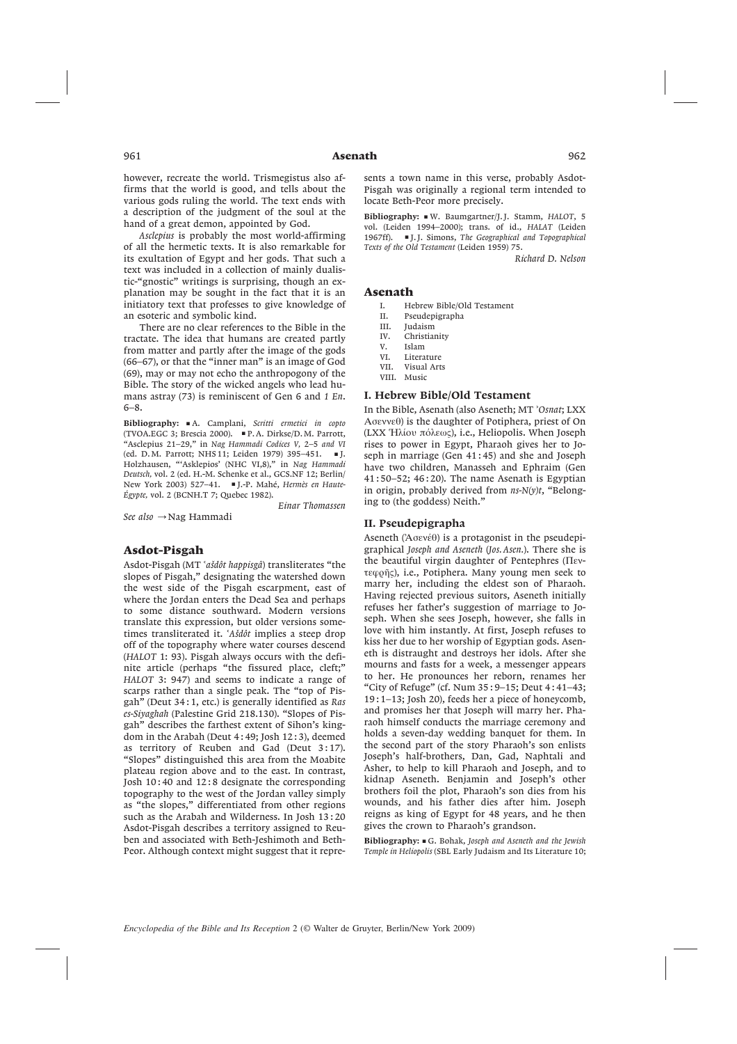however, recreate the world. Trismegistus also affirms that the world is good, and tells about the various gods ruling the world. The text ends with a description of the judgment of the soul at the hand of a great demon, appointed by God.

*Asclepius* is probably the most world-affirming of all the hermetic texts. It is also remarkable for its exultation of Egypt and her gods. That such a text was included in a collection of mainly dualistic-"gnostic" writings is surprising, though an explanation may be sought in the fact that it is an initiatory text that professes to give knowledge of an esoteric and symbolic kind.

There are no clear references to the Bible in the tractate. The idea that humans are created partly from matter and partly after the image of the gods (66–67), or that the "inner man" is an image of God (69), may or may not echo the anthropogony of the Bible. The story of the wicked angels who lead humans astray (73) is reminiscent of Gen 6 and *1 En.* 6–8.

**Bibliography:** ▪ A. Camplani, *Scritti ermetici in copto* (TVOA.EGC 3; Brescia 2000). ▪ P. A. Dirkse/D. M. Parrott, "Asclepius 21–29," in *Nag Hammadi Codices V,* 2–5 *and VI* (ed. D. M. Parrott; NHS 11; Leiden 1979) 395–451. ▪ J. Holzhausen, "'Asklepios' (NHC VI,8)," in *Nag Hammadi Deutsch,* vol. 2 (ed. H.-M. Schenke et al., GCS.NF 12; Berlin/New York 2003) 527–41. ▪ J.-P. Mahé, *Hermès en Haute-Égypte,* vol. 2 (BCNH.T 7; Quebec 1982).

*Einar Thomassen*

*See also* →Nag Hammadi

## Asdot-Pisgah

Asdot-Pisgah (MT *ʿašdôt happisgâ*) transliterates "the slopes of Pisgah," designating the watershed down the west side of the Pisgah escarpment, east of where the Jordan enters the Dead Sea and perhaps to some distance southward. Modern versions translate this expression, but older versions sometimes transliterated it. *ʿAšdôt* implies a steep drop off of the topography where water courses descend (*HALOT* 1: 93). Pisgah always occurs with the definite article (perhaps "the fissured place, cleft;" *HALOT* 3: 947) and seems to indicate a range of scarps rather than a single peak. The "top of Pisgah" (Deut 34 : 1, etc.) is generally identified as *Ras es-Siyaghah* (Palestine Grid 218.130). "Slopes of Pisgah" describes the farthest extent of Sihon's kingdom in the Arabah (Deut 4 : 49; Josh 12 : 3), deemed as territory of Reuben and Gad (Deut 3 : 17). "Slopes" distinguished this area from the Moabite plateau region above and to the east. In contrast, Josh 10 : 40 and 12 : 8 designate the corresponding topography to the west of the Jordan valley simply as "the slopes," differentiated from other regions such as the Arabah and Wilderness. In Josh 13 : 20 Asdot-Pisgah describes a territory assigned to Reuben and associated with Beth-Jeshimoth and Beth-Peor. Although context might suggest that it represents a town name in this verse, probably Asdot-Pisgah was originally a regional term intended to locate Beth-Peor more precisely.

**Bibliography:** ▪ W. Baumgartner/J. J. Stamm, *HALOT*, 5 vol. (Leiden 1994–2000); trans. of id., *HALAT* (Leiden 1967ff). ▪ J. J. Simons, *The Geographical and Topographical Texts of the Old Testament* (Leiden 1959) 75.

*Richard D. Nelson*

## Asenath

I. Hebrew Bible/Old Testament
II. Pseudepigrapha
III. Judaism
IV. Christianity
V. Islam
VI. Literature
VII. Visual Arts
VIII. Music

### I. Hebrew Bible/Old Testament

In the Bible, Asenath (also Aseneth; MT *ʾOsnat*; LXX Ασεννεθ) is the daughter of Potiphera, priest of On (LXX Ἡλίου πόλεως), i.e., Heliopolis. When Joseph rises to power in Egypt, Pharaoh gives her to Joseph in marriage (Gen 41 : 45) and she and Joseph have two children, Manasseh and Ephraim (Gen 41 : 50–52; 46 : 20). The name Asenath is Egyptian in origin, probably derived from *ns-N(y)t*, "Belonging to (the goddess) Neith."

### II. Pseudepigrapha

Aseneth (Ἀσενέθ) is a protagonist in the pseudepigraphical *Joseph and Aseneth* (*Jos. Asen.*). There she is the beautiful virgin daughter of Pentephres (Πεντεφρῆς), i.e., Potiphera. Many young men seek to marry her, including the eldest son of Pharaoh. Having rejected previous suitors, Aseneth initially refuses her father's suggestion of marriage to Joseph. When she sees Joseph, however, she falls in love with him instantly. At first, Joseph refuses to kiss her due to her worship of Egyptian gods. Aseneth is distraught and destroys her idols. After she mourns and fasts for a week, a messenger appears to her. He pronounces her reborn, renames her "City of Refuge" (cf. Num 35 : 9–15; Deut 4 : 41–43; 19 : 1–13; Josh 20), feeds her a piece of honeycomb, and promises her that Joseph will marry her. Pharaoh himself conducts the marriage ceremony and holds a seven-day wedding banquet for them. In the second part of the story Pharaoh's son enlists Joseph's half-brothers, Dan, Gad, Naphtali and Asher, to help to kill Pharaoh and Joseph, and to kidnap Aseneth. Benjamin and Joseph's other brothers foil the plot, Pharaoh's son dies from his wounds, and his father dies after him. Joseph reigns as king of Egypt for 48 years, and he then gives the crown to Pharaoh's grandson.

**Bibliography:** ▪ G. Bohak, *Joseph and Aseneth and the Jewish Temple in Heliopolis* (SBL Early Judaism and Its Literature 10;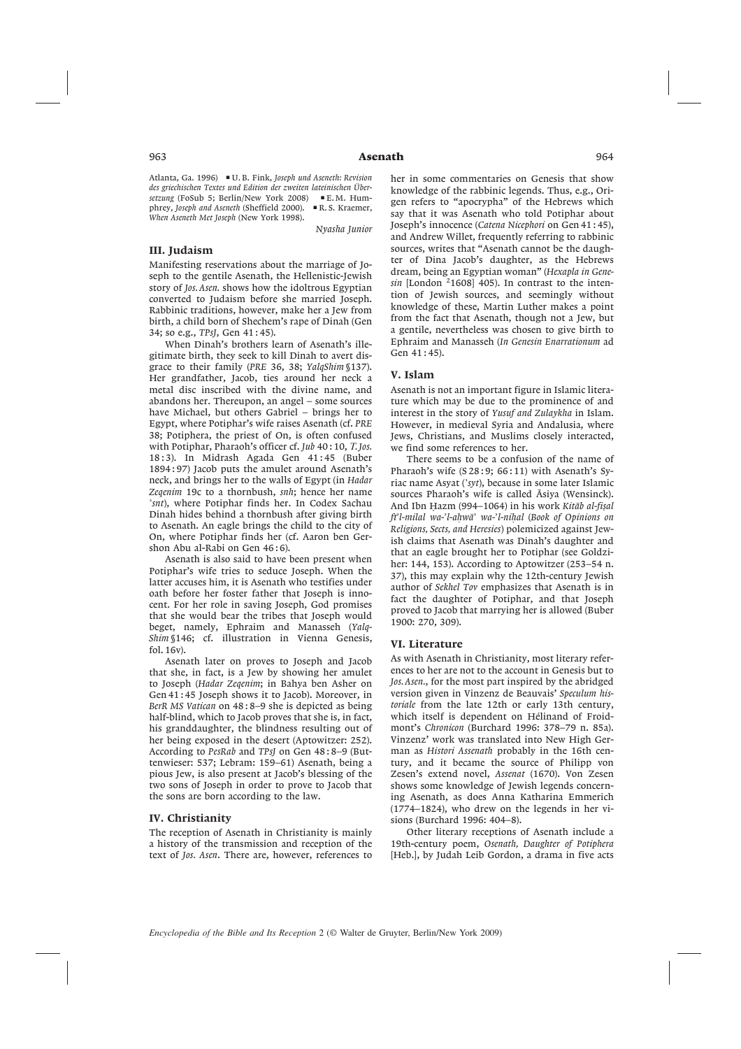Atlanta, Ga. 1996) ▪ U. B. Fink, *Joseph und Aseneth: Revision des griechischen Textes und Edition der zweiten lateinischen Übersetzung* (FoSub 5; Berlin/New York 2008) ▪ E. M. Humphrey, *Joseph and Aseneth* (Sheffield 2000). ▪ R. S. Kraemer, *When Aseneth Met Joseph* (New York 1998).

*Nyasha Junior*

## III. Judaism

Manifesting reservations about the marriage of Joseph to the gentile Asenath, the Hellenistic-Jewish story of *Jos. Asen.* shows how the idoltrous Egyptian converted to Judaism before she married Joseph. Rabbinic traditions, however, make her a Jew from birth, a child born of Shechem's rape of Dinah (Gen 34; so e.g., *TPsJ*, Gen 41 : 45).

When Dinah's brothers learn of Asenath's illegitimate birth, they seek to kill Dinah to avert disgrace to their family (*PRE* 36, 38; *YalqShim* §137). Her grandfather, Jacob, ties around her neck a metal disc inscribed with the divine name, and abandons her. Thereupon, an angel – some sources have Michael, but others Gabriel – brings her to Egypt, where Potiphar's wife raises Asenath (cf. *PRE* 38; Potiphera, the priest of On, is often confused with Potiphar, Pharaoh's officer cf. *Jub* 40 : 10, *T. Jos.* 18 : 3). In Midrash Agada Gen 41 : 45 (Buber 1894 : 97) Jacob puts the amulet around Asenath's neck, and brings her to the walls of Egypt (in *Hadar Zeqenim* 19c to a thornbush, *snh*; hence her name *'snt*), where Potiphar finds her. In Codex Sachau Dinah hides behind a thornbush after giving birth to Asenath. An eagle brings the child to the city of On, where Potiphar finds her (cf. Aaron ben Gershon Abu al-Rabi on Gen 46 : 6).

Asenath is also said to have been present when Potiphar's wife tries to seduce Joseph. When the latter accuses him, it is Asenath who testifies under oath before her foster father that Joseph is innocent. For her role in saving Joseph, God promises that she would bear the tribes that Joseph would beget, namely, Ephraim and Manasseh (*Yalq-Shim* §146; cf. illustration in Vienna Genesis, fol. 16v).

Asenath later on proves to Joseph and Jacob that she, in fact, is a Jew by showing her amulet to Joseph (*Hadar Zeqenim*; in Bahya ben Asher on Gen 41 : 45 Joseph shows it to Jacob). Moreover, in *BerR MS Vatican* on 48 : 8–9 she is depicted as being half-blind, which to Jacob proves that she is, in fact, his granddaughter, the blindness resulting out of her being exposed in the desert (Aptowitzer: 252). According to *PesRab* and *TPsJ* on Gen 48 : 8–9 (Buttenwieser: 537; Lebram: 159–61) Asenath, being a pious Jew, is also present at Jacob's blessing of the two sons of Joseph in order to prove to Jacob that the sons are born according to the law.

## IV. Christianity

The reception of Asenath in Christianity is mainly a history of the transmission and reception of the text of *Jos. Asen*. There are, however, references to her in some commentaries on Genesis that show knowledge of the rabbinic legends. Thus, e.g., Origen refers to "apocrypha" of the Hebrews which say that it was Asenath who told Potiphar about Joseph's innocence (*Catena Nicephori* on Gen 41 : 45), and Andrew Willet, frequently referring to rabbinic sources, writes that "Asenath cannot be the daughter of Dina Jacob's daughter, as the Hebrews dream, being an Egyptian woman" (*Hexapla in Genesin* [London [2]1608] 405). In contrast to the intention of Jewish sources, and seemingly without knowledge of these, Martin Luther makes a point from the fact that Asenath, though not a Jew, but a gentile, nevertheless was chosen to give birth to Ephraim and Manasseh (*In Genesin Enarrationum* ad Gen 41 : 45).

## V. Islam

Asenath is not an important figure in Islamic literature which may be due to the prominence of and interest in the story of *Yusuf and Zulaykha* in Islam. However, in medieval Syria and Andalusia, where Jews, Christians, and Muslims closely interacted, we find some references to her.

There seems to be a confusion of the name of Pharaoh's wife (S 28 : 9; 66 : 11) with Asenath's Syriac name Asyat (*'syt*), because in some later Islamic sources Pharaoh's wife is called Āsiya (Wensinck). And Ibn Ḥazm (994–1064) in his work *Kitāb al-fiṣal fī'l-milal wa-'l-aḥwā' wa-'l-niḥal* (*Book of Opinions on Religions, Sects, and Heresies*) polemicized against Jewish claims that Asenath was Dinah's daughter and that an eagle brought her to Potiphar (see Goldziher: 144, 153). According to Aptowitzer (253–54 n. 37), this may explain why the 12th-century Jewish author of *Sekhel Tov* emphasizes that Asenath is in fact the daughter of Potiphar, and that Joseph proved to Jacob that marrying her is allowed (Buber 1900: 270, 309).

## VI. Literature

As with Asenath in Christianity, most literary references to her are not to the account in Genesis but to *Jos. Asen.*, for the most part inspired by the abridged version given in Vinzenz de Beauvais' *Speculum historiale* from the late 12th or early 13th century, which itself is dependent on Hélinand of Froidmont's *Chronicon* (Burchard 1996: 378–79 n. 85a). Vinzenz' work was translated into New High German as *Histori Assenath* probably in the 16th century, and it became the source of Philipp von Zesen's extend novel, *Assenat* (1670). Von Zesen shows some knowledge of Jewish legends concerning Asenath, as does Anna Katharina Emmerich (1774–1824), who drew on the legends in her visions (Burchard 1996: 404–8).

Other literary receptions of Asenath include a 19th-century poem, *Osenath, Daughter of Potiphera* [Heb.], by Judah Leib Gordon, a drama in five acts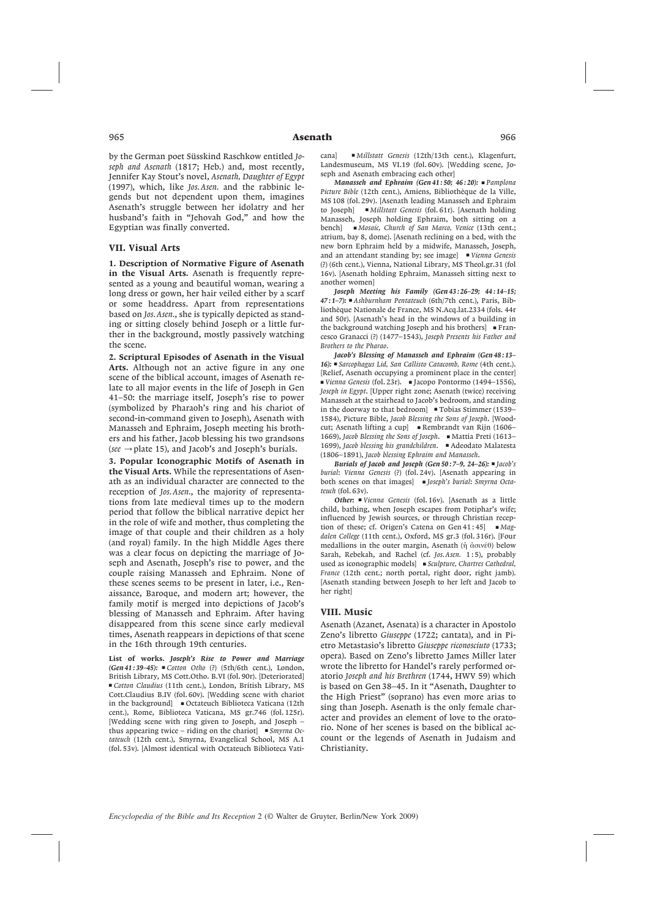by the German poet Süsskind Raschkow entitled *Joseph and Asenath* (1817; Heb.) and, most recently, Jennifer Kay Stout's novel, *Asenath, Daughter of Egypt* (1997), which, like *Jos. Asen.* and the rabbinic legends but not dependent upon them, imagines Asenath's struggle between her idolatry and her husband's faith in "Jehovah God," and how the Egyptian was finally converted.

## VII. Visual Arts

**1. Description of Normative Figure of Asenath in the Visual Arts.** Asenath is frequently represented as a young and beautiful woman, wearing a long dress or gown, her hair veiled either by a scarf or some headdress. Apart from representations based on *Jos. Asen.*, she is typically depicted as standing or sitting closely behind Joseph or a little further in the background, mostly passively watching the scene.

**2. Scriptural Episodes of Asenath in the Visual Arts.** Although not an active figure in any one scene of the biblical account, images of Asenath relate to all major events in the life of Joseph in Gen 41–50: the marriage itself, Joseph's rise to power (symbolized by Pharaoh's ring and his chariot of second-in-command given to Joseph), Asenath with Manasseh and Ephraim, Joseph meeting his brothers and his father, Jacob blessing his two grandsons (*see* → plate 15), and Jacob's and Joseph's burials.

**3. Popular Iconographic Motifs of Asenath in the Visual Arts.** While the representations of Asenath as an individual character are connected to the reception of *Jos. Asen.*, the majority of representations from late medieval times up to the modern period that follow the biblical narrative depict her in the role of wife and mother, thus completing the image of that couple and their children as a holy (and royal) family. In the high Middle Ages there was a clear focus on depicting the marriage of Joseph and Asenath, Joseph's rise to power, and the couple raising Manasseh and Ephraim. None of these scenes seems to be present in later, i.e., Renaissance, Baroque, and modern art; however, the family motif is merged into depictions of Jacob's blessing of Manasseh and Ephraim. After having disappeared from this scene since early medieval times, Asenath reappears in depictions of that scene in the 16th through 19th centuries.

**List of works.** ***Joseph's Rise to Power and Marriage (Gen 41 : 39–45):*** ▪ *Cotton Otho* (?) (5th/6th cent.), London, British Library, MS Cott.Otho. B.VI (fol. 90r). [Deteriorated] ▪ *Cotton Claudius* (11th cent.), London, British Library, MS Cott.Claudius B.IV (fol. 60v). [Wedding scene with chariot in the background] ▪ Octateuch Biblioteca Vaticana (12th cent.), Rome, Biblioteca Vaticana, MS gr.746 (fol. 125r). [Wedding scene with ring given to Joseph, and Joseph – thus appearing twice – riding on the chariot] ▪ *Smyrna Octateuch* (12th cent.), Smyrna, Evangelical School, MS A.1 (fol. 53v). [Almost identical with Octateuch Biblioteca Vaticana] ▪ *Millstatt Genesis* (12th/13th cent.), Klagenfurt, Landesmuseum, MS VI.19 (fol. 60v). [Wedding scene, Joseph and Asenath embracing each other]

***Manasseh and Ephraim (Gen 41 : 50; 46 : 20):*** ▪ *Pamplona Picture Bible* (12th cent.), Amiens, Bibliothèque de la Ville, MS 108 (fol. 29v). [Asenath leading Manasseh and Ephraim to Joseph] ▪ *Millstatt Genesis* (fol. 61r). [Asenath holding Manasseh, Joseph holding Ephraim, both sitting on a bench] ▪ *Mosaic, Church of San Marco, Venice* (13th cent.; atrium, bay 8, dome). [Asenath reclining on a bed, with the new born Ephraim held by a midwife, Manasseh, Joseph, and an attendant standing by; see image] ▪ *Vienna Genesis* (?) (6th cent.), Vienna, National Library, MS Theol.gr.31 (fol 16v). [Asenath holding Ephraim, Manasseh sitting next to another women]

***Joseph Meeting his Family (Gen 43 : 26–29; 44 : 14–15; 47 : 1–7):*** ▪ *Ashburnham Pentateuch* (6th/7th cent.), Paris, Bibliothèque Nationale de France, MS N.Acq.lat.2334 (fols. 44r and 50r). [Asenath's head in the windows of a building in the background watching Joseph and his brothers] ▪ Francesco Granacci (?) (1477–1543), *Joseph Presents his Father and Brothers to the Pharao*.

***Jacob's Blessing of Manasseh and Ephraim (Gen 48 : 13–16):*** ▪ *Sarcophagus Lid, San Callisto Catacomb, Rome* (4th cent.). [Relief, Asenath occupying a prominent place in the center] ▪ *Vienna Genesis* (fol. 23r). ▪ Jacopo Pontormo (1494–1556), *Joseph in Egypt*. [Upper right zone; Asenath (twice) receiving Manasseh at the stairhead to Jacob's bedroom, and standing in the doorway to that bedroom] ▪ Tobias Stimmer (1539–1584), Picture Bible, *Jacob Blessing the Sons of Joseph*. [Woodcut; Asenath lifting a cup] ▪ Rembrandt van Rijn (1606–1669), *Jacob Blessing the Sons of Joseph*. ▪ Mattia Preti (1613–1699), *Jacob blessing his grandchildren*. ▪ Adeodato Malatesta (1806–1891), *Jacob blessing Ephraim and Manasseh*.

***Burials of Jacob and Joseph (Gen 50 : 7–9, 24–26):*** ▪ *Jacob's burial*: *Vienna Genesis* (?) (fol. 24v). [Asenath appearing in both scenes on that images] ▪ *Joseph's burial*: *Smyrna Octateuch* (fol. 63v).

***Other:*** ▪ *Vienna Genesis* (fol. 16v). [Asenath as a little child, bathing, when Joseph escapes from Potiphar's wife; influenced by Jewish sources, or through Christian reception of these; cf. Origen's Catena on Gen 41 : 45] ▪ *Magdalen College* (11th cent.), Oxford, MS gr.3 (fol. 316r). [Four medallions in the outer margin, Asenath (ἡ ἀσινέθ) below Sarah, Rebekah, and Rachel (cf. *Jos. Asen.* 1 : 5), probably used as iconographic models] ▪ *Sculpture, Chartres Cathedral, France* (12th cent.; north portal, right door, right jamb). [Asenath standing between Joseph to her left and Jacob to her right]

## VIII. Music

Asenath (Azanet, Asenata) is a character in Apostolo Zeno's libretto *Giuseppe* (1722; cantata), and in Pietro Metastasio's libretto *Giuseppe riconosciuto* (1733; opera). Based on Zeno's libretto James Miller later wrote the libretto for Handel's rarely performed oratorio *Joseph and his Brethren* (1744, HWV 59) which is based on Gen 38–45. In it "Asenath, Daughter to the High Priest" (soprano) has even more arias to sing than Joseph. Asenath is the only female character and provides an element of love to the oratorio. None of her scenes is based on the biblical account or the legends of Asenath in Judaism and Christianity.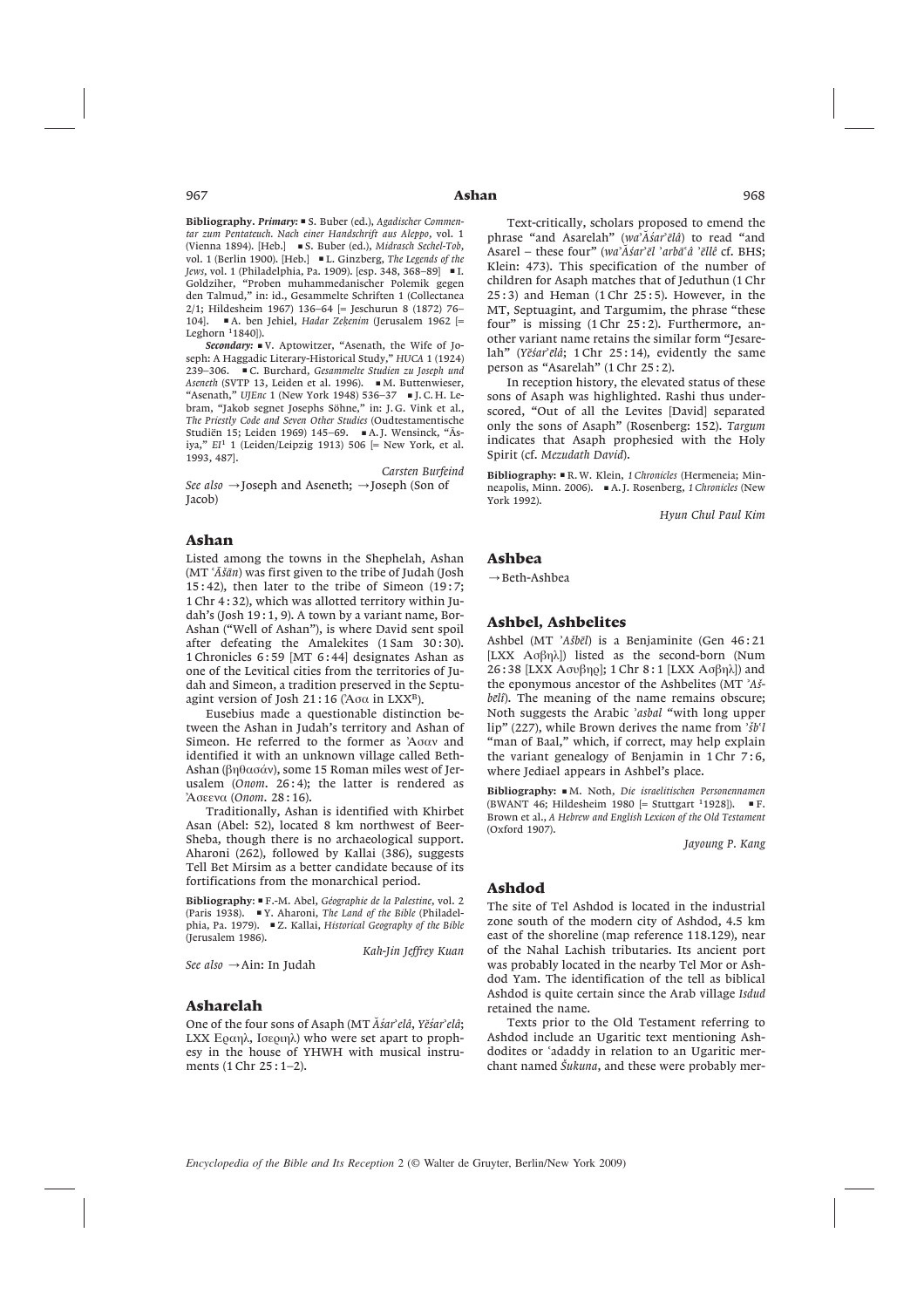**Bibliography.** ***Primary:*** ▪ S. Buber (ed.), *Agadischer Commentar zum Pentateuch. Nach einer Handschrift aus Aleppo*, vol. 1 (Vienna 1894). [Heb.] ▪ S. Buber (ed.), *Midrasch Sechel-Tob*, vol. 1 (Berlin 1900). [Heb.] ▪ L. Ginzberg, *The Legends of the Jews*, vol. 1 (Philadelphia, Pa. 1909). [esp. 348, 368–89] ▪ I. Goldziher, "Proben muhammedanischer Polemik gegen den Talmud," in: id., Gesammelte Schriften 1 (Collectanea 2/1; Hildesheim 1967) 136–64 [= Jeschurun 8 (1872) 76–104]. ▪ A. ben Jehiel, *Hadar Zeḳenim* (Jerusalem 1962 [= Leghorn [1]1840]).

***Secondary:*** ▪ V. Aptowitzer, "Asenath, the Wife of Joseph: A Haggadic Literary-Historical Study," *HUCA* 1 (1924) 239–306. ▪ C. Burchard, *Gesammelte Studien zu Joseph und Aseneth* (SVTP 13, Leiden et al. 1996). ▪ M. Buttenwieser, "Asenath," *UJEnc* 1 (New York 1948) 536–37 ▪ J. C. H. Lebram, "Jakob segnet Josephs Söhne," in: J. G. Vink et al., *The Priestly Code and Seven Other Studies* (Oudtestamentische Studiën 15; Leiden 1969) 145–69. ▪ A. J. Wensinck, "Āsiya," *EI*[1] 1 (Leiden/Leipzig 1913) 506 [= New York, et al. 1993, 487].

*Carsten Burfeind*

*See also* →Joseph and Aseneth; →Joseph (Son of Jacob)

## Ashan

Listed among the towns in the Shephelah, Ashan (MT *ʿĀšān*) was first given to the tribe of Judah (Josh 15 : 42), then later to the tribe of Simeon (19 : 7; 1 Chr 4 : 32), which was allotted territory within Judah's (Josh 19 : 1, 9). A town by a variant name, Bor-Ashan ("Well of Ashan"), is where David sent spoil after defeating the Amalekites (1 Sam 30 : 30). 1 Chronicles 6 : 59 [MT 6 : 44] designates Ashan as one of the Levitical cities from the territories of Judah and Simeon, a tradition preserved in the Septuagint version of Josh 21 : 16 (Ἀσα in LXX[B]).

Eusebius made a questionable distinction between the Ashan in Judah's territory and Ashan of Simeon. He referred to the former as Ἀσαν and identified it with an unknown village called Beth-Ashan (βηθασάν), some 15 Roman miles west of Jerusalem (*Onom*. 26 : 4); the latter is rendered as Ἀσεενα (*Onom*. 28 : 16).

Traditionally, Ashan is identified with Khirbet Asan (Abel: 52), located 8 km northwest of Beer-Sheba, though there is no archaeological support. Aharoni (262), followed by Kallai (386), suggests Tell Bet Mirsim as a better candidate because of its fortifications from the monarchical period.

**Bibliography:** ▪ F.-M. Abel, *Géographie de la Palestine*, vol. 2 (Paris 1938). ▪ Y. Aharoni, *The Land of the Bible* (Philadelphia, Pa. 1979). ▪ Z. Kallai, *Historical Geography of the Bible* (Jerusalem 1986).

*Kah-Jin Jeffrey Kuan*

*See also* →Ain: In Judah

## Asharelah

One of the four sons of Asaph (MT *Ăśarʾelâ*, *Yĕśarʾelâ*; LXX Εραηλ, Ισεριηλ) who were set apart to prophesy in the house of YHWH with musical instruments (1 Chr 25 : 1–2).

Text-critically, scholars proposed to emend the phrase "and Asarelah" (*waʾĂśarʾelâ*) to read "and Asarel – these four" (*waʾĂśarʾēl ʾarbāʿâ ʾēllê* cf. BHS; Klein: 473). This specification of the number of children for Asaph matches that of Jeduthun (1 Chr 25 : 3) and Heman (1 Chr 25 : 5). However, in the MT, Septuagint, and Targumim, the phrase "these four" is missing (1 Chr 25 : 2). Furthermore, another variant name retains the similar form "Jesarelah" (*Yĕśarʾēlâ*; 1 Chr 25 : 14), evidently the same person as "Asarelah" (1 Chr 25 : 2).

In reception history, the elevated status of these sons of Asaph was highlighted. Rashi thus underscored, "Out of all the Levites [David] separated only the sons of Asaph" (Rosenberg: 152). *Targum* indicates that Asaph prophesied with the Holy Spirit (cf. *Mezudath David*).

**Bibliography:** ▪ R. W. Klein, *1 Chronicles* (Hermeneia; Minneapolis, Minn. 2006). ▪ A. J. Rosenberg, *1 Chronicles* (New York 1992).

*Hyun Chul Paul Kim*

## Ashbea

→Beth-Ashbea

## Ashbel, Ashbelites

Ashbel (MT *ʾAšbēl*) is a Benjaminite (Gen 46 : 21 [LXX Ασβηλ]) listed as the second-born (Num 26 : 38 [LXX Ασυβηρ]; 1 Chr 8 : 1 [LXX Ασβηλ]) and the eponymous ancestor of the Ashbelites (MT *ʾAšbēlî*). The meaning of the name remains obscure; Noth suggests the Arabic *ʾasbal* "with long upper lip" (227), while Brown derives the name from *ʾšbʿl* "man of Baal," which, if correct, may help explain the variant genealogy of Benjamin in 1 Chr 7 : 6, where Jediael appears in Ashbel's place.

**Bibliography:** ▪ M. Noth, *Die israelitischen Personennamen* (BWANT 46; Hildesheim 1980 [= Stuttgart [1]1928]). ▪ F. Brown et al., *A Hebrew and English Lexicon of the Old Testament* (Oxford 1907).

*Jayoung P. Kang*

## Ashdod

The site of Tel Ashdod is located in the industrial zone south of the modern city of Ashdod, 4.5 km east of the shoreline (map reference 118.129), near of the Nahal Lachish tributaries. Its ancient port was probably located in the nearby Tel Mor or Ashdod Yam. The identification of the tell as biblical Ashdod is quite certain since the Arab village *Isdud* retained the name.

Texts prior to the Old Testament referring to Ashdod include an Ugaritic text mentioning Ashdodites or ʿadaddy in relation to an Ugaritic merchant named *Šukuna*, and these were probably mer-